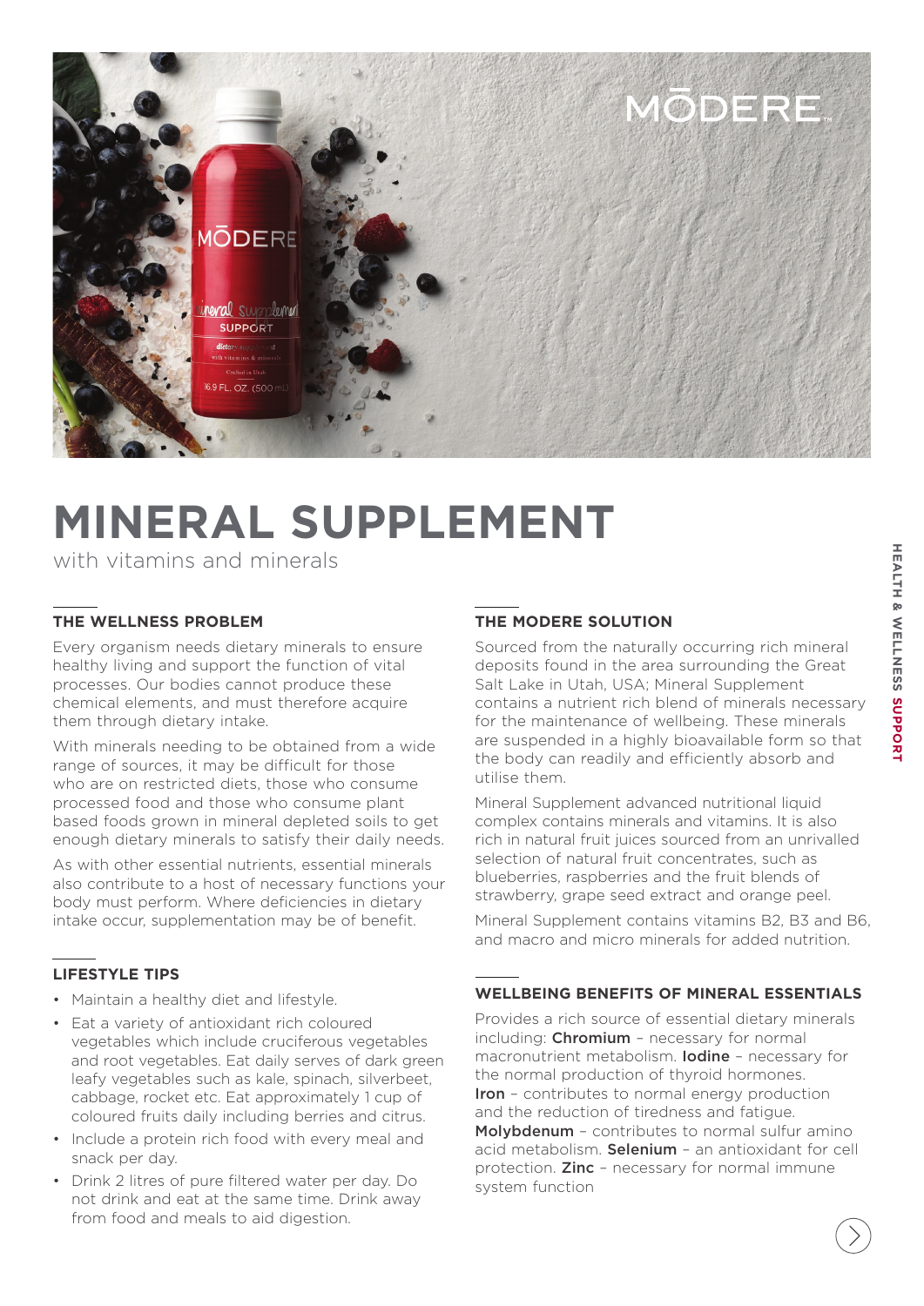# MINERAL SUPPLEMENT

with vitamins and minerals

## THE WELLNESS PROBLEM

Every organism needs dietary minerals to ensure healthy living and support the function of vital processes. Our bodies cannot produce these chemical elements, and must therefore acquire them through dietary intake.

With minerals needing to be obtained from a wide range of sources, it may be difficult for those who are on restricted diets, those who consume processed food and those who consume plant based foods grown in mineral depleted soils to get enough dietary minerals to satisfy their daily needs.

As with other essential nutrients, essential minerals also contribute to a host of necessary functions your body must perform. Where deficiencies in dietary intake occur, supplementation may be of benefit.

## LIFESTYLE TIPS

- Maintain a healthy diet and lifestyle.
- Eat a variety of antioxidant rich coloured vegetables which include cruciferous vegetables and root vegetables. Eat daily serves of dark green leafy vegetables such as kale, spinach, silverbeet, cabbage, rocket etc. Eat approximately 1 cup of coloured fruits daily including berries and citrus.
- Include a protein rich food with every meal and snack per day.
- Drink 2 litres of pure filtered water per day. Do not drink and eat at the same time. Drink away from food and meals to aid digestion.

## THE MODERE SOLUTION

Sourced from the naturally occurring rich mineral deposits found in the area surrounding the Great Salt Lake in Utah, USA; Mineral Supplement contains a nutrient rich blend of minerals necessary for the maintenance of wellbeing. These minerals are suspended in a highly bioavailable form so that the body can readily and efficiently absorb and utilise them.

Mineral Supplement advanced nutritional liquid complex contains minerals and vitamins. It is also rich in natural fruit juices sourced from an unrivalled selection of natural fruit concentrates, such as blueberries, raspberries and the fruit blends of strawberry, grape seed extract and orange peel.

Mineral Supplement contains vitamins B2, B3 and B6, and macro and micro minerals for added nutrition.

## WELLBEING BENEFITS OF MINERAL ESSENTIALS

Provides a rich source of essential dietary minerals including: **Chromium** – necessary for normal macronutrient metabolism. **Iodine** – necessary for the normal production of thyroid hormones. **Iron** – contributes to normal energy production and the reduction of tiredness and fatigue. **Molybdenum** – contributes to normal sulfur amino acid metabolism. **Selenium** – an antioxidant for cell protection. **Zinc** – necessary for normal immune system function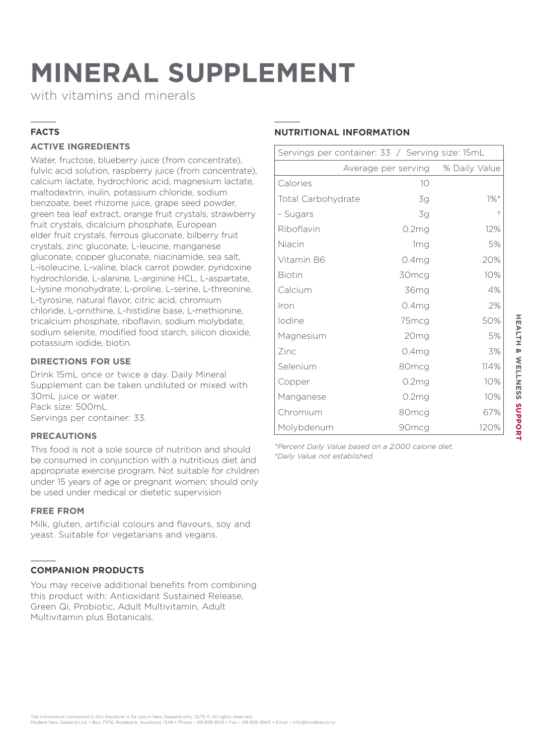# MINERAL SUPPLEMENT

with vitamins and minerals

## FACTS

### ACTIVE INGREDIENTS

Water, fructose, blueberry juice (from concentrate), fulvic acid solution, raspberry juice (from concentrate), calcium lactate, hydrochloric acid, magnesium lactate, maltodextrin, inulin, potassium chloride, sodium benzoate, beet rhizome juice, grape seed powder, green tea leaf extract, orange fruit crystals, strawberry fruit crystals, dicalcium phosphate, European elder fruit crystals, ferrous gluconate, bilberry fruit crystals, zinc gluconate, L-leucine, manganese gluconate, copper gluconate, niacinamide, sea salt, L-isoleucine, L-valine, black carrot powder, pyridoxine hydrochloride, L-alanine, L-arginine HCL, L-aspartate, L-lysine monohydrate, L-proline, L-serine, L-threonine, L-tyrosine, natural flavor, citric acid, chromium chloride, L-ornithine, L-histidine base, L-methionine, tricalcium phosphate, riboflavin, sodium molybdate, sodium selenite, modified food starch, silicon dioxide, potassium iodide, biotin.

### DIRECTIONS FOR USE

Drink 15mL once or twice a day. Daily Mineral Supplement can be taken undiluted or mixed with 30mL juice or water.
Pack size: 500mL
Servings per container: 33.

### PRECAUTIONS

This food is not a sole source of nutrition and should be consumed in conjunction with a nutritious diet and appropriate exercise program. Not suitable for children under 15 years of age or pregnant women; should only be used under medical or dietetic supervision

### FREE FROM

Milk, gluten, artificial colours and flavours, soy and yeast. Suitable for vegetarians and vegans.

## NUTRITIONAL INFORMATION

Servings per container: 33 / Serving size: 15mL

| | Average per serving | % Daily Value |
|---|---|---|
| Calories | 10 | |
| Total Carbohydrate | 3g | 1%* |
| - Sugars | 3g | † |
| Riboflavin | 0.2mg | 12% |
| Niacin | 1mg | 5% |
| Vitamin B6 | 0.4mg | 20% |
| Biotin | 30mcg | 10% |
| Calcium | 36mg | 4% |
| Iron | 0.4mg | 2% |
| Iodine | 75mcg | 50% |
| Magnesium | 20mg | 5% |
| Zinc | 0.4mg | 3% |
| Selenium | 80mcg | 114% |
| Copper | 0.2mg | 10% |
| Manganese | 0.2mg | 10% |
| Chromium | 80mcg | 67% |
| Molybdenum | 90mcg | 120% |

*\*Percent Daily Value based on a 2,000 calorie diet.*
*†Daily Value not established.*

## COMPANION PRODUCTS

You may receive additional benefits from combining this product with: Antioxidant Sustained Release, Green Qi, Probiotic, Adult Multivitamin, Adult Multivitamin plus Botanicals.

HEALTH & WELLNESS **SUPPORT**

The information contained in this literature is for use in New Zealand only. 12/15 © All rights reserved.
Modere New Zealand Ltd. • Box 71176, Rosebank, Auckland, 1348 • Phone – 09 828 9015 • Fax – 09 828 4843 • Email – info@modere.co.nz